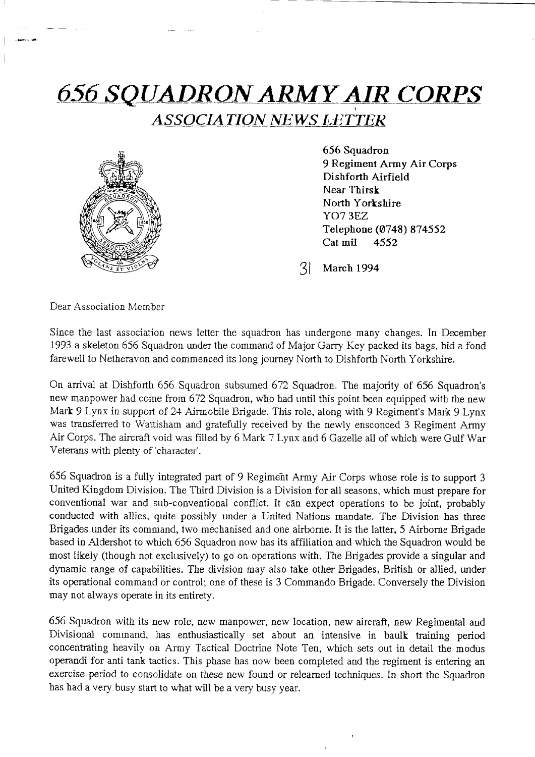# *656 SQUADRON ARMY AIR CORPS*

## *ASSOCIATION NEWS LETTER*

**656 Squadron**
**9 Regiment Army Air Corps**
**Dishforth Airfield**
**Near Thirsk**
**North Yorkshire**
**YO7 3EZ**
**Telephone (0748) 874552**
**Cat mil 4552**

31 **March 1994**

Dear Association Member

Since the last association news letter the squadron has undergone many changes. In December 1993 a skeleton 656 Squadron under the command of Major Garry Key packed its bags, bid a fond farewell to Netheravon and commenced its long journey North to Dishforth North Yorkshire.

On arrival at Dishforth 656 Squadron subsumed 672 Squadron. The majority of 656 Squadron's new manpower had come from 672 Squadron, who had until this point been equipped with the new Mark 9 Lynx in support of 24 Airmobile Brigade. This role, along with 9 Regiment's Mark 9 Lynx was transferred to Wattisham and gratefully received by the newly ensconced 3 Regiment Army Air Corps. The aircraft void was filled by 6 Mark 7 Lynx and 6 Gazelle all of which were Gulf War Veterans with plenty of 'character'.

656 Squadron is a fully integrated part of 9 Regiment Army Air Corps whose role is to support 3 United Kingdom Division. The Third Division is a Division for all seasons, which must prepare for conventional war and sub-conventional conflict. It can expect operations to be joint, probably conducted with allies, quite possibly under a United Nations mandate. The Division has three Brigades under its command, two mechanised and one airborne. It is the latter, 5 Airborne Brigade based in Aldershot to which 656 Squadron now has its affiliation and which the Squadron would be most likely (though not exclusively) to go on operations with. The Brigades provide a singular and dynamic range of capabilities. The division may also take other Brigades, British or allied, under its operational command or control; one of these is 3 Commando Brigade. Conversely the Division may not always operate in its entirety.

656 Squadron with its new role, new manpower, new location, new aircraft, new Regimental and Divisional command, has enthusiastically set about an intensive in baulk training period concentrating heavily on Army Tactical Doctrine Note Ten, which sets out in detail the modus operandi for anti tank tactics. This phase has now been completed and the regiment is entering an exercise period to consolidate on these new found or relearned techniques. In short the Squadron has had a very busy start to what will be a very busy year.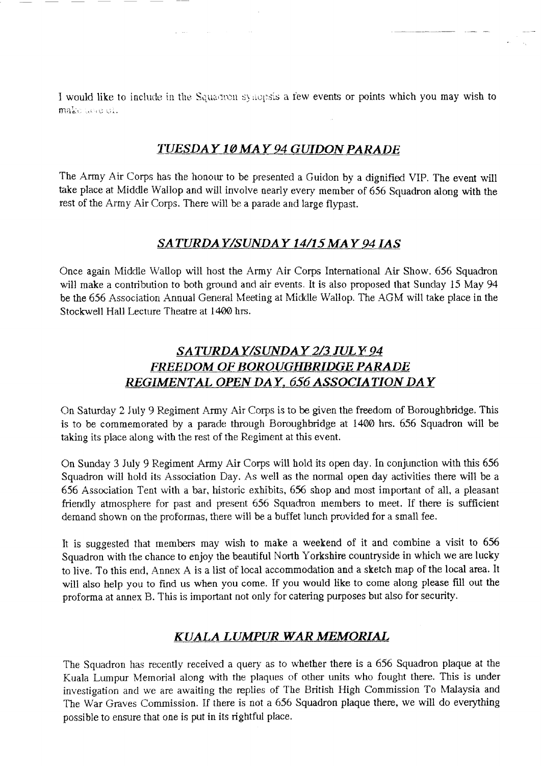I would like to include in the Squadron synopsis a few events or points which you may wish to make note of.

## *TUESDAY 10 MAY 94 GUIDON PARADE*

The Army Air Corps has the honour to be presented a Guidon by a dignified VIP. The event will take place at Middle Wallop and will involve nearly every member of 656 Squadron along with the rest of the Army Air Corps. There will be a parade and large flypast.

## *SATURDAY/SUNDAY 14/15 MAY 94 IAS*

Once again Middle Wallop will host the Army Air Corps International Air Show. 656 Squadron will make a contribution to both ground and air events. It is also proposed that Sunday 15 May 94 be the 656 Association Annual General Meeting at Middle Wallop. The AGM will take place in the Stockwell Hall Lecture Theatre at 1400 hrs.

## *SATURDAY/SUNDAY 2/3 JULY 94 FREEDOM OF BOROUGHBRIDGE PARADE REGIMENTAL OPEN DAY, 656 ASSOCIATION DAY*

On Saturday 2 July 9 Regiment Army Air Corps is to be given the freedom of Boroughbridge. This is to be commemorated by a parade through Boroughbridge at 1400 hrs. 656 Squadron will be taking its place along with the rest of the Regiment at this event.

On Sunday 3 July 9 Regiment Army Air Corps will hold its open day. In conjunction with this 656 Squadron will hold its Association Day. As well as the normal open day activities there will be a 656 Association Tent with a bar, historic exhibits, 656 shop and most important of all, a pleasant friendly atmosphere for past and present 656 Squadron members to meet. If there is sufficient demand shown on the proformas, there will be a buffet lunch provided for a small fee.

It is suggested that members may wish to make a weekend of it and combine a visit to 656 Squadron with the chance to enjoy the beautiful North Yorkshire countryside in which we are lucky to live. To this end, Annex A is a list of local accommodation and a sketch map of the local area. It will also help you to find us when you come. If you would like to come along please fill out the proforma at annex B. This is important not only for catering purposes but also for security.

## *KUALA LUMPUR WAR MEMORIAL*

The Squadron has recently received a query as to whether there is a 656 Squadron plaque at the Kuala Lumpur Memorial along with the plaques of other units who fought there. This is under investigation and we are awaiting the replies of The British High Commission To Malaysia and The War Graves Commission. If there is not a 656 Squadron plaque there, we will do everything possible to ensure that one is put in its rightful place.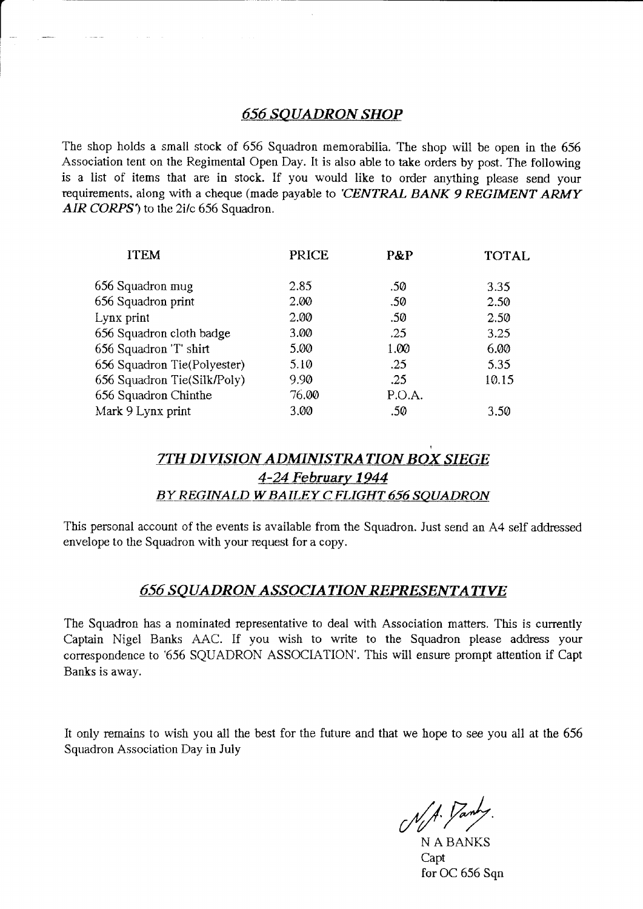## *656 SQUADRON SHOP*

The shop holds a small stock of 656 Squadron memorabilia. The shop will be open in the 656 Association tent on the Regimental Open Day. It is also able to take orders by post. The following is a list of items that are in stock. If you would like to order anything please send your requirements, along with a cheque (made payable to *'CENTRAL BANK 9 REGIMENT ARMY AIR CORPS'*) to the 2i/c 656 Squadron.

| ITEM | PRICE | P&P | TOTAL |
|---|---|---|---|
| 656 Squadron mug | 2.85 | .50 | 3.35 |
| 656 Squadron print | 2.00 | .50 | 2.50 |
| Lynx print | 2.00 | .50 | 2.50 |
| 656 Squadron cloth badge | 3.00 | .25 | 3.25 |
| 656 Squadron 'T' shirt | 5.00 | 1.00 | 6.00 |
| 656 Squadron Tie(Polyester) | 5.10 | .25 | 5.35 |
| 656 Squadron Tie(Silk/Poly) | 9.90 | .25 | 10.15 |
| 656 Squadron Chinthe | 76.00 | P.O.A. | |
| Mark 9 Lynx print | 3.00 | .50 | 3.50 |

## *7TH DIVISION ADMINISTRATION BOX SIEGE*
### *4-24 February 1944*
### *BY REGINALD W BAILEY C FLIGHT 656 SQUADRON*

This personal account of the events is available from the Squadron. Just send an A4 self addressed envelope to the Squadron with your request for a copy.

## *656 SQUADRON ASSOCIATION REPRESENTATIVE*

The Squadron has a nominated representative to deal with Association matters. This is currently Captain Nigel Banks AAC. If you wish to write to the Squadron please address your correspondence to '656 SQUADRON ASSOCIATION'. This will ensure prompt attention if Capt Banks is away.

It only remains to wish you all the best for the future and that we hope to see you all at the 656 Squadron Association Day in July

N A Banks

N A BANKS
Capt
for OC 656 Sqn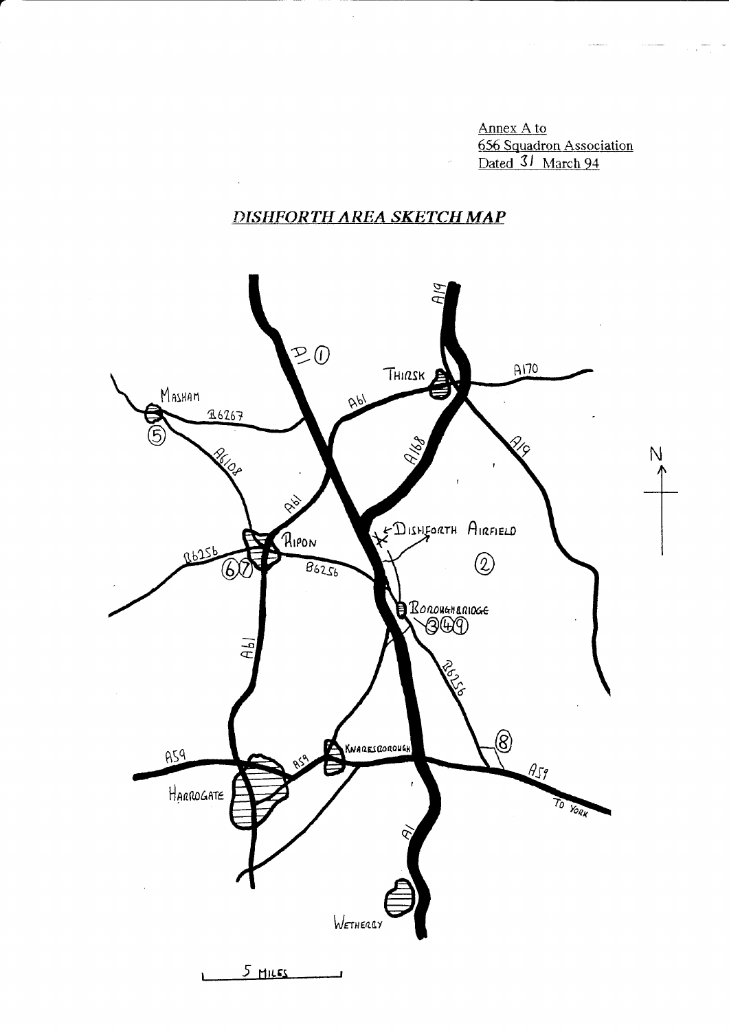Annex A to
656 Squadron Association
Dated 31 March 94

## *DISHFORTH AREA SKETCH MAP*

A1
①
A19
THIRSK
A170
A61
MASHAM
B6267
⑤
A6108
A168
A19
N
A61
DISHFORTH AIRFIELD
RIPON
B6256
⑥⑦
B6256
②
BOROUGHBRIDGE
③④⑨
A61
B6265
⑧
A59
KNARESBOROUGH
A59
A59
HARROGATE
TO YORK
A1
WETHERBY

5 MILES